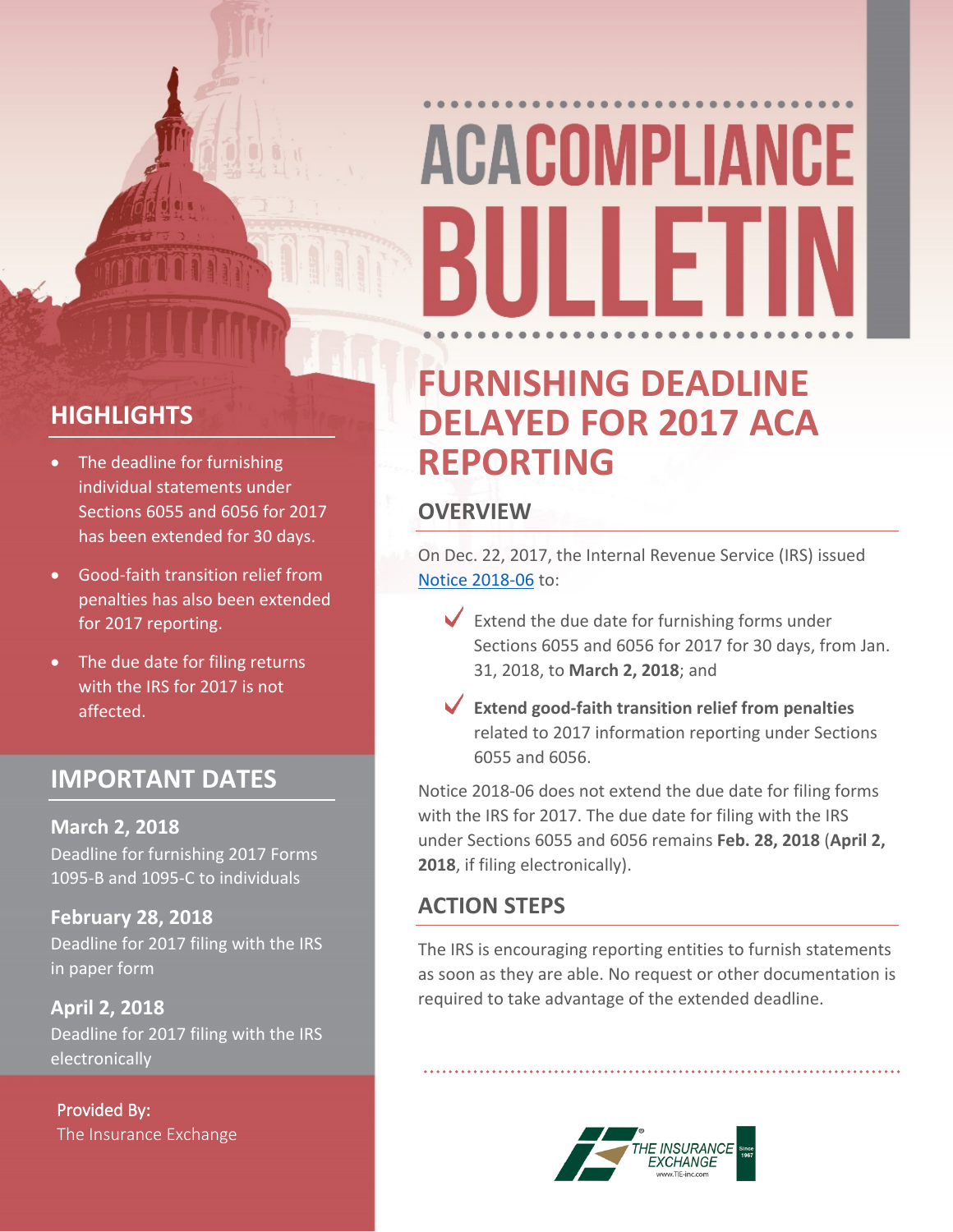# ACA COMPLIANCE BULLETIN

## FURNISHING DEADLINE DELAYED FOR 2017 ACA REPORTING

### OVERVIEW

On Dec. 22, 2017, the Internal Revenue Service (IRS) issued Notice 2018-06 to:

- Extend the due date for furnishing forms under Sections 6055 and 6056 for 2017 for 30 days, from Jan. 31, 2018, to **March 2, 2018**; and
- **Extend good-faith transition relief from penalties** related to 2017 information reporting under Sections 6055 and 6056.

Notice 2018-06 does not extend the due date for filing forms with the IRS for 2017. The due date for filing with the IRS under Sections 6055 and 6056 remains **Feb. 28, 2018** (**April 2, 2018**, if filing electronically).

### ACTION STEPS

The IRS is encouraging reporting entities to furnish statements as soon as they are able. No request or other documentation is required to take advantage of the extended deadline.

### HIGHLIGHTS

- The deadline for furnishing individual statements under Sections 6055 and 6056 for 2017 has been extended for 30 days.
- Good-faith transition relief from penalties has also been extended for 2017 reporting.
- The due date for filing returns with the IRS for 2017 is not affected.

### IMPORTANT DATES

**March 2, 2018**
Deadline for furnishing 2017 Forms 1095-B and 1095-C to individuals

**February 28, 2018**
Deadline for 2017 filing with the IRS in paper form

**April 2, 2018**
Deadline for 2017 filing with the IRS electronically

Provided By:
The Insurance Exchange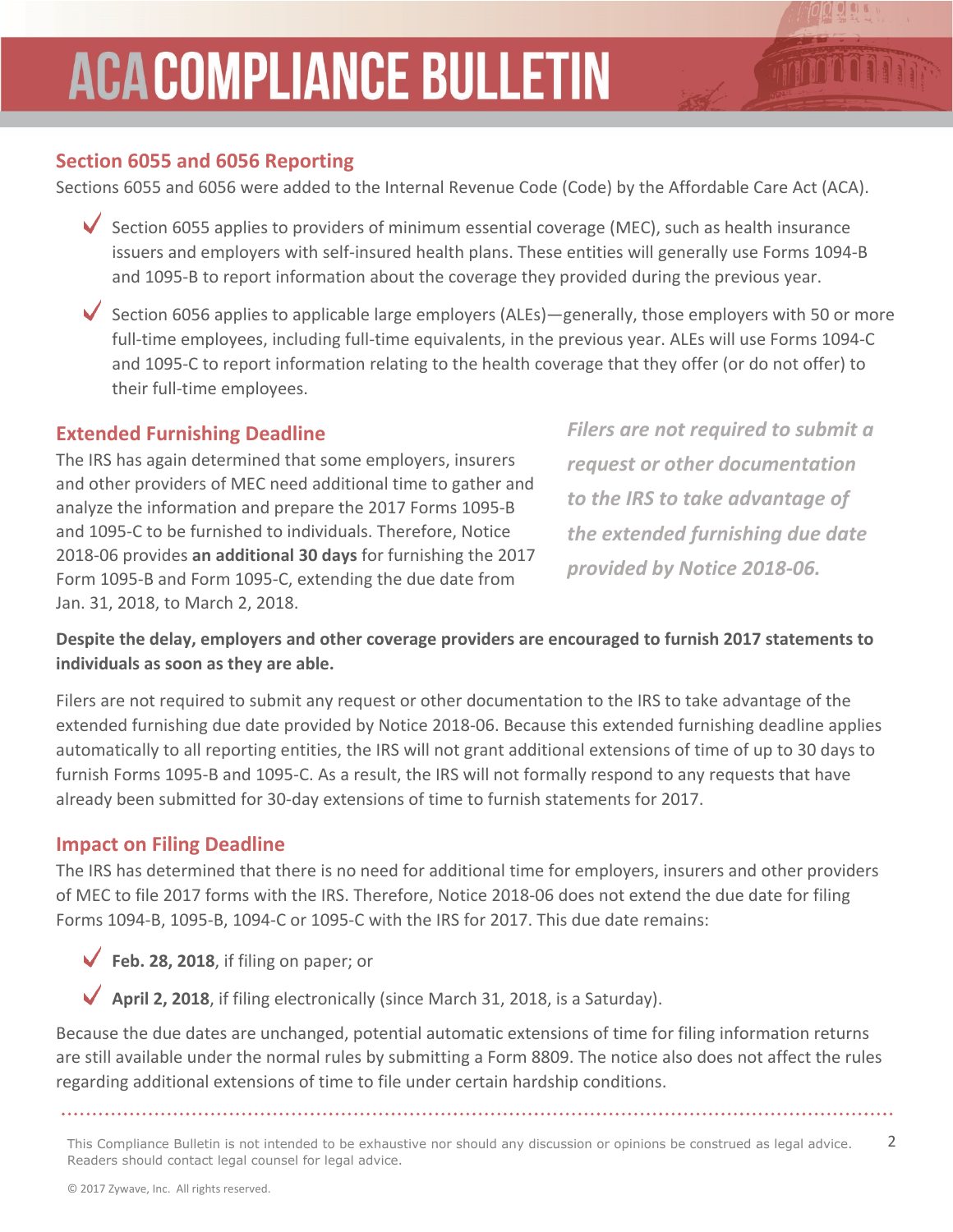## Section 6055 and 6056 Reporting

Sections 6055 and 6056 were added to the Internal Revenue Code (Code) by the Affordable Care Act (ACA).

- Section 6055 applies to providers of minimum essential coverage (MEC), such as health insurance issuers and employers with self-insured health plans. These entities will generally use Forms 1094-B and 1095-B to report information about the coverage they provided during the previous year.
- Section 6056 applies to applicable large employers (ALEs)—generally, those employers with 50 or more full-time employees, including full-time equivalents, in the previous year. ALEs will use Forms 1094-C and 1095-C to report information relating to the health coverage that they offer (or do not offer) to their full-time employees.

## Extended Furnishing Deadline

The IRS has again determined that some employers, insurers and other providers of MEC need additional time to gather and analyze the information and prepare the 2017 Forms 1095-B and 1095-C to be furnished to individuals. Therefore, Notice 2018-06 provides **an additional 30 days** for furnishing the 2017 Form 1095-B and Form 1095-C, extending the due date from Jan. 31, 2018, to March 2, 2018.

*Filers are not required to submit a request or other documentation to the IRS to take advantage of the extended furnishing due date provided by Notice 2018-06.*

**Despite the delay, employers and other coverage providers are encouraged to furnish 2017 statements to individuals as soon as they are able.**

Filers are not required to submit any request or other documentation to the IRS to take advantage of the extended furnishing due date provided by Notice 2018-06. Because this extended furnishing deadline applies automatically to all reporting entities, the IRS will not grant additional extensions of time of up to 30 days to furnish Forms 1095-B and 1095-C. As a result, the IRS will not formally respond to any requests that have already been submitted for 30-day extensions of time to furnish statements for 2017.

## Impact on Filing Deadline

The IRS has determined that there is no need for additional time for employers, insurers and other providers of MEC to file 2017 forms with the IRS. Therefore, Notice 2018-06 does not extend the due date for filing Forms 1094-B, 1095-B, 1094-C or 1095-C with the IRS for 2017. This due date remains:

- **Feb. 28, 2018**, if filing on paper; or
- **April 2, 2018**, if filing electronically (since March 31, 2018, is a Saturday).

Because the due dates are unchanged, potential automatic extensions of time for filing information returns are still available under the normal rules by submitting a Form 8809. The notice also does not affect the rules regarding additional extensions of time to file under certain hardship conditions.

This Compliance Bulletin is not intended to be exhaustive nor should any discussion or opinions be construed as legal advice. Readers should contact legal counsel for legal advice.

© 2017 Zywave, Inc. All rights reserved.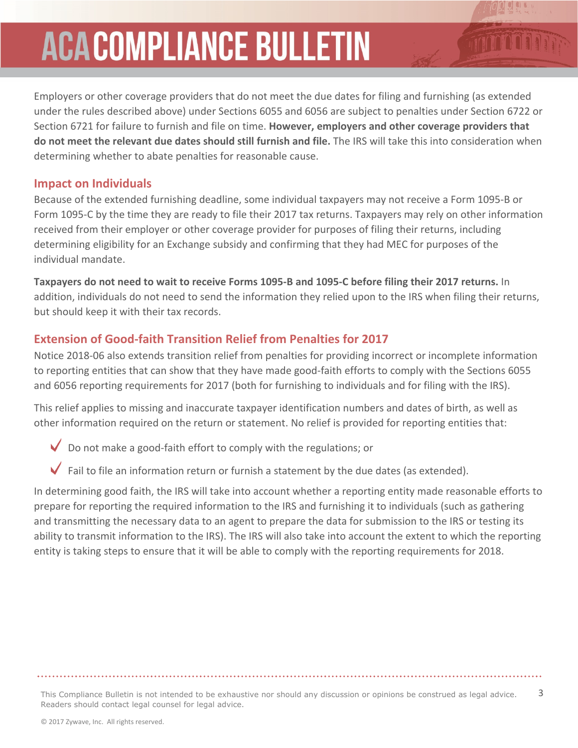Employers or other coverage providers that do not meet the due dates for filing and furnishing (as extended under the rules described above) under Sections 6055 and 6056 are subject to penalties under Section 6722 or Section 6721 for failure to furnish and file on time. **However, employers and other coverage providers that do not meet the relevant due dates should still furnish and file.** The IRS will take this into consideration when determining whether to abate penalties for reasonable cause.

## Impact on Individuals

Because of the extended furnishing deadline, some individual taxpayers may not receive a Form 1095-B or Form 1095-C by the time they are ready to file their 2017 tax returns. Taxpayers may rely on other information received from their employer or other coverage provider for purposes of filing their returns, including determining eligibility for an Exchange subsidy and confirming that they had MEC for purposes of the individual mandate.

**Taxpayers do not need to wait to receive Forms 1095-B and 1095-C before filing their 2017 returns.** In addition, individuals do not need to send the information they relied upon to the IRS when filing their returns, but should keep it with their tax records.

## Extension of Good-faith Transition Relief from Penalties for 2017

Notice 2018-06 also extends transition relief from penalties for providing incorrect or incomplete information to reporting entities that can show that they have made good-faith efforts to comply with the Sections 6055 and 6056 reporting requirements for 2017 (both for furnishing to individuals and for filing with the IRS).

This relief applies to missing and inaccurate taxpayer identification numbers and dates of birth, as well as other information required on the return or statement. No relief is provided for reporting entities that:

- Do not make a good-faith effort to comply with the regulations; or
- Fail to file an information return or furnish a statement by the due dates (as extended).

In determining good faith, the IRS will take into account whether a reporting entity made reasonable efforts to prepare for reporting the required information to the IRS and furnishing it to individuals (such as gathering and transmitting the necessary data to an agent to prepare the data for submission to the IRS or testing its ability to transmit information to the IRS). The IRS will also take into account the extent to which the reporting entity is taking steps to ensure that it will be able to comply with the reporting requirements for 2018.

This Compliance Bulletin is not intended to be exhaustive nor should any discussion or opinions be construed as legal advice. Readers should contact legal counsel for legal advice.

© 2017 Zywave, Inc. All rights reserved.